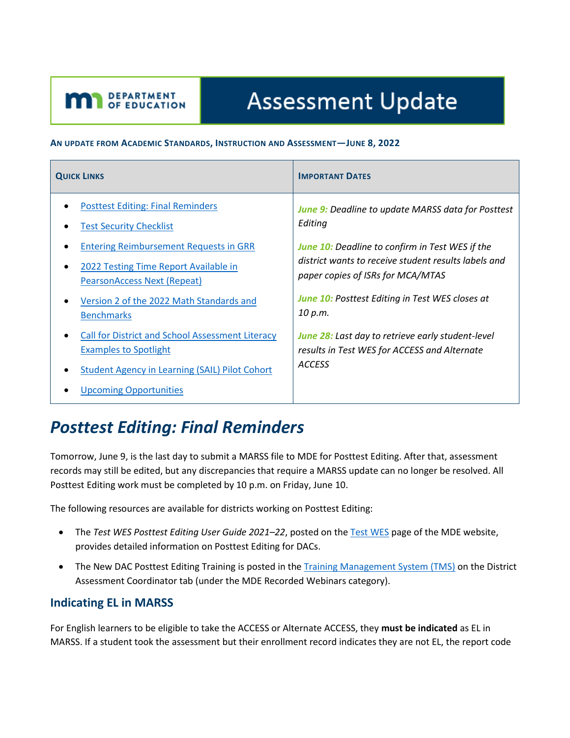# Assessment Update

**An update from Academic Standards, Instruction and Assessment—June 8, 2022**

| Quick Links | Important Dates |
| --- | --- |
| • Posttest Editing: Final Reminders<br>• Test Security Checklist<br>• Entering Reimbursement Requests in GRR<br>• 2022 Testing Time Report Available in PearsonAccess Next (Repeat)<br>• Version 2 of the 2022 Math Standards and Benchmarks<br>• Call for District and School Assessment Literacy Examples to Spotlight<br>• Student Agency in Learning (SAIL) Pilot Cohort<br>• Upcoming Opportunities | *June 9: Deadline to update MARSS data for Posttest Editing*<br>*June 10: Deadline to confirm in Test WES if the district wants to receive student results labels and paper copies of ISRs for MCA/MTAS*<br>*June 10: Posttest Editing in Test WES closes at 10 p.m.*<br>*June 28: Last day to retrieve early student-level results in Test WES for ACCESS and Alternate ACCESS* |

## *Posttest Editing: Final Reminders*

Tomorrow, June 9, is the last day to submit a MARSS file to MDE for Posttest Editing. After that, assessment records may still be edited, but any discrepancies that require a MARSS update can no longer be resolved. All Posttest Editing work must be completed by 10 p.m. on Friday, June 10.

The following resources are available for districts working on Posttest Editing:

- The *Test WES Posttest Editing User Guide 2021–22*, posted on the Test WES page of the MDE website, provides detailed information on Posttest Editing for DACs.
- The New DAC Posttest Editing Training is posted in the Training Management System (TMS) on the District Assessment Coordinator tab (under the MDE Recorded Webinars category).

### Indicating EL in MARSS

For English learners to be eligible to take the ACCESS or Alternate ACCESS, they **must be indicated** as EL in MARSS. If a student took the assessment but their enrollment record indicates they are not EL, the report code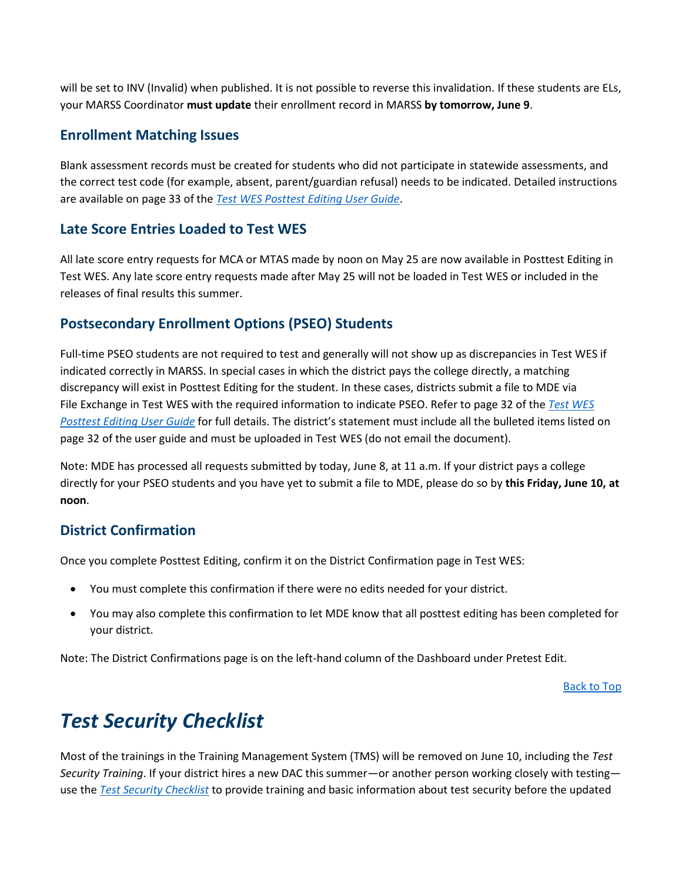will be set to INV (Invalid) when published. It is not possible to reverse this invalidation. If these students are ELs, your MARSS Coordinator **must update** their enrollment record in MARSS **by tomorrow, June 9**.

### Enrollment Matching Issues

Blank assessment records must be created for students who did not participate in statewide assessments, and the correct test code (for example, absent, parent/guardian refusal) needs to be indicated. Detailed instructions are available on page 33 of the *Test WES Posttest Editing User Guide*.

### Late Score Entries Loaded to Test WES

All late score entry requests for MCA or MTAS made by noon on May 25 are now available in Posttest Editing in Test WES. Any late score entry requests made after May 25 will not be loaded in Test WES or included in the releases of final results this summer.

### Postsecondary Enrollment Options (PSEO) Students

Full-time PSEO students are not required to test and generally will not show up as discrepancies in Test WES if indicated correctly in MARSS. In special cases in which the district pays the college directly, a matching discrepancy will exist in Posttest Editing for the student. In these cases, districts submit a file to MDE via File Exchange in Test WES with the required information to indicate PSEO. Refer to page 32 of the *Test WES Posttest Editing User Guide* for full details. The district's statement must include all the bulleted items listed on page 32 of the user guide and must be uploaded in Test WES (do not email the document).

Note: MDE has processed all requests submitted by today, June 8, at 11 a.m. If your district pays a college directly for your PSEO students and you have yet to submit a file to MDE, please do so by **this Friday, June 10, at noon**.

### District Confirmation

Once you complete Posttest Editing, confirm it on the District Confirmation page in Test WES:

- You must complete this confirmation if there were no edits needed for your district.
- You may also complete this confirmation to let MDE know that all posttest editing has been completed for your district.

Note: The District Confirmations page is on the left-hand column of the Dashboard under Pretest Edit.

Back to Top

## *Test Security Checklist*

Most of the trainings in the Training Management System (TMS) will be removed on June 10, including the *Test Security Training*. If your district hires a new DAC this summer—or another person working closely with testing—use the *Test Security Checklist* to provide training and basic information about test security before the updated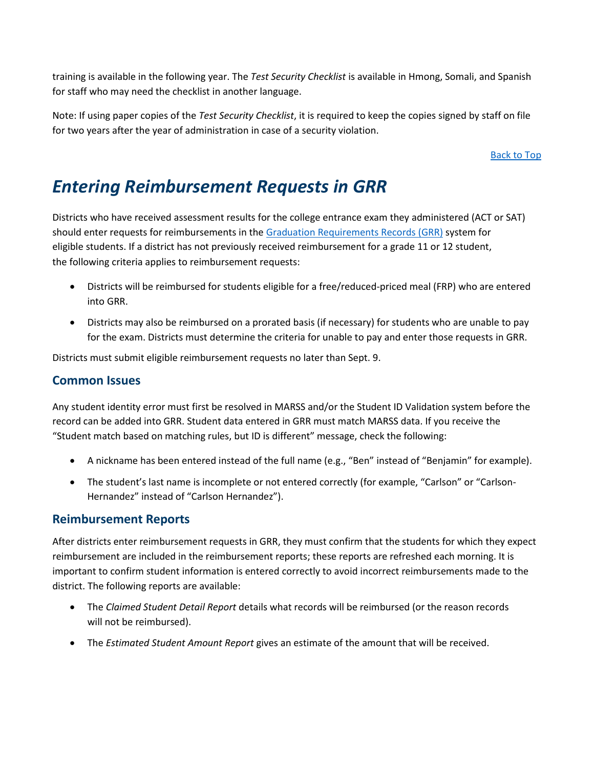training is available in the following year. The *Test Security Checklist* is available in Hmong, Somali, and Spanish for staff who may need the checklist in another language.

Note: If using paper copies of the *Test Security Checklist*, it is required to keep the copies signed by staff on file for two years after the year of administration in case of a security violation.

[Back to Top]

# *Entering Reimbursement Requests in GRR*

Districts who have received assessment results for the college entrance exam they administered (ACT or SAT) should enter requests for reimbursements in the [Graduation Requirements Records (GRR)] system for eligible students. If a district has not previously received reimbursement for a grade 11 or 12 student, the following criteria applies to reimbursement requests:

- Districts will be reimbursed for students eligible for a free/reduced-priced meal (FRP) who are entered into GRR.
- Districts may also be reimbursed on a prorated basis (if necessary) for students who are unable to pay for the exam. Districts must determine the criteria for unable to pay and enter those requests in GRR.

Districts must submit eligible reimbursement requests no later than Sept. 9.

## Common Issues

Any student identity error must first be resolved in MARSS and/or the Student ID Validation system before the record can be added into GRR. Student data entered in GRR must match MARSS data. If you receive the "Student match based on matching rules, but ID is different" message, check the following:

- A nickname has been entered instead of the full name (e.g., "Ben" instead of "Benjamin" for example).
- The student's last name is incomplete or not entered correctly (for example, "Carlson" or "Carlson-Hernandez" instead of "Carlson Hernandez").

## Reimbursement Reports

After districts enter reimbursement requests in GRR, they must confirm that the students for which they expect reimbursement are included in the reimbursement reports; these reports are refreshed each morning. It is important to confirm student information is entered correctly to avoid incorrect reimbursements made to the district. The following reports are available:

- The *Claimed Student Detail Report* details what records will be reimbursed (or the reason records will not be reimbursed).
- The *Estimated Student Amount Report* gives an estimate of the amount that will be received.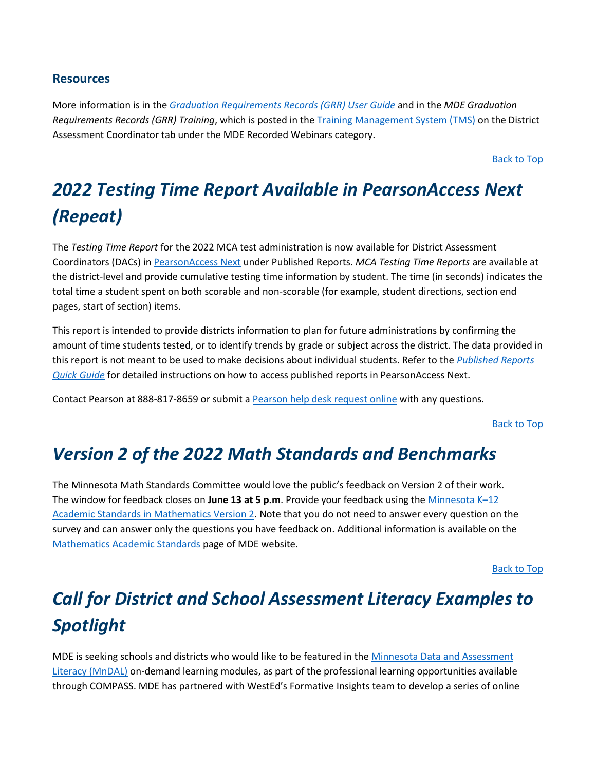### Resources

More information is in the *[Graduation Requirements Records (GRR) User Guide](#)* and in the *MDE Graduation Requirements Records (GRR) Training*, which is posted in the [Training Management System (TMS)](#) on the District Assessment Coordinator tab under the MDE Recorded Webinars category.

[Back to Top](#)

# *2022 Testing Time Report Available in PearsonAccess Next (Repeat)*

The *Testing Time Report* for the 2022 MCA test administration is now available for District Assessment Coordinators (DACs) in [PearsonAccess Next](#) under Published Reports. *MCA Testing Time Reports* are available at the district-level and provide cumulative testing time information by student. The time (in seconds) indicates the total time a student spent on both scorable and non-scorable (for example, student directions, section end pages, start of section) items.

This report is intended to provide districts information to plan for future administrations by confirming the amount of time students tested, or to identify trends by grade or subject across the district. The data provided in this report is not meant to be used to make decisions about individual students. Refer to the *[Published Reports Quick Guide](#)* for detailed instructions on how to access published reports in PearsonAccess Next.

Contact Pearson at 888-817-8659 or submit a [Pearson help desk request online](#) with any questions.

[Back to Top](#)

# *Version 2 of the 2022 Math Standards and Benchmarks*

The Minnesota Math Standards Committee would love the public's feedback on Version 2 of their work. The window for feedback closes on **June 13 at 5 p.m**. Provide your feedback using the [Minnesota K–12 Academic Standards in Mathematics Version 2](#). Note that you do not need to answer every question on the survey and can answer only the questions you have feedback on. Additional information is available on the [Mathematics Academic Standards](#) page of MDE website.

[Back to Top](#)

# *Call for District and School Assessment Literacy Examples to Spotlight*

MDE is seeking schools and districts who would like to be featured in the [Minnesota Data and Assessment Literacy (MnDAL)](#) on-demand learning modules, as part of the professional learning opportunities available through COMPASS. MDE has partnered with WestEd's Formative Insights team to develop a series of online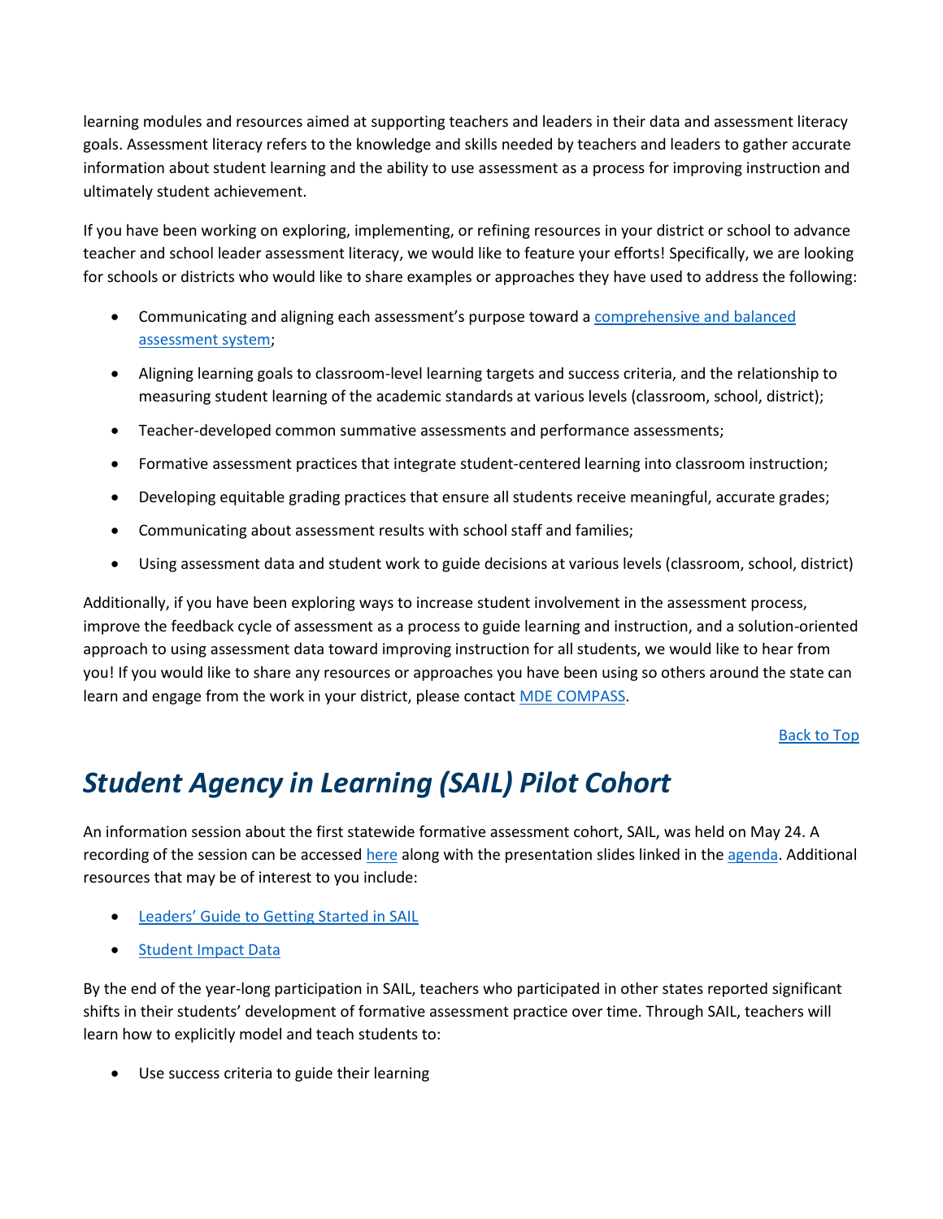learning modules and resources aimed at supporting teachers and leaders in their data and assessment literacy goals. Assessment literacy refers to the knowledge and skills needed by teachers and leaders to gather accurate information about student learning and the ability to use assessment as a process for improving instruction and ultimately student achievement.

If you have been working on exploring, implementing, or refining resources in your district or school to advance teacher and school leader assessment literacy, we would like to feature your efforts! Specifically, we are looking for schools or districts who would like to share examples or approaches they have used to address the following:

- Communicating and aligning each assessment's purpose toward a [comprehensive and balanced assessment system](#);
- Aligning learning goals to classroom-level learning targets and success criteria, and the relationship to measuring student learning of the academic standards at various levels (classroom, school, district);
- Teacher-developed common summative assessments and performance assessments;
- Formative assessment practices that integrate student-centered learning into classroom instruction;
- Developing equitable grading practices that ensure all students receive meaningful, accurate grades;
- Communicating about assessment results with school staff and families;
- Using assessment data and student work to guide decisions at various levels (classroom, school, district)

Additionally, if you have been exploring ways to increase student involvement in the assessment process, improve the feedback cycle of assessment as a process to guide learning and instruction, and a solution-oriented approach to using assessment data toward improving instruction for all students, we would like to hear from you! If you would like to share any resources or approaches you have been using so others around the state can learn and engage from the work in your district, please contact [MDE COMPASS](#).

[Back to Top](#)

# *Student Agency in Learning (SAIL) Pilot Cohort*

An information session about the first statewide formative assessment cohort, SAIL, was held on May 24. A recording of the session can be accessed [here](#) along with the presentation slides linked in the [agenda](#). Additional resources that may be of interest to you include:

- [Leaders' Guide to Getting Started in SAIL](#)
- [Student Impact Data](#)

By the end of the year-long participation in SAIL, teachers who participated in other states reported significant shifts in their students' development of formative assessment practice over time. Through SAIL, teachers will learn how to explicitly model and teach students to:

- Use success criteria to guide their learning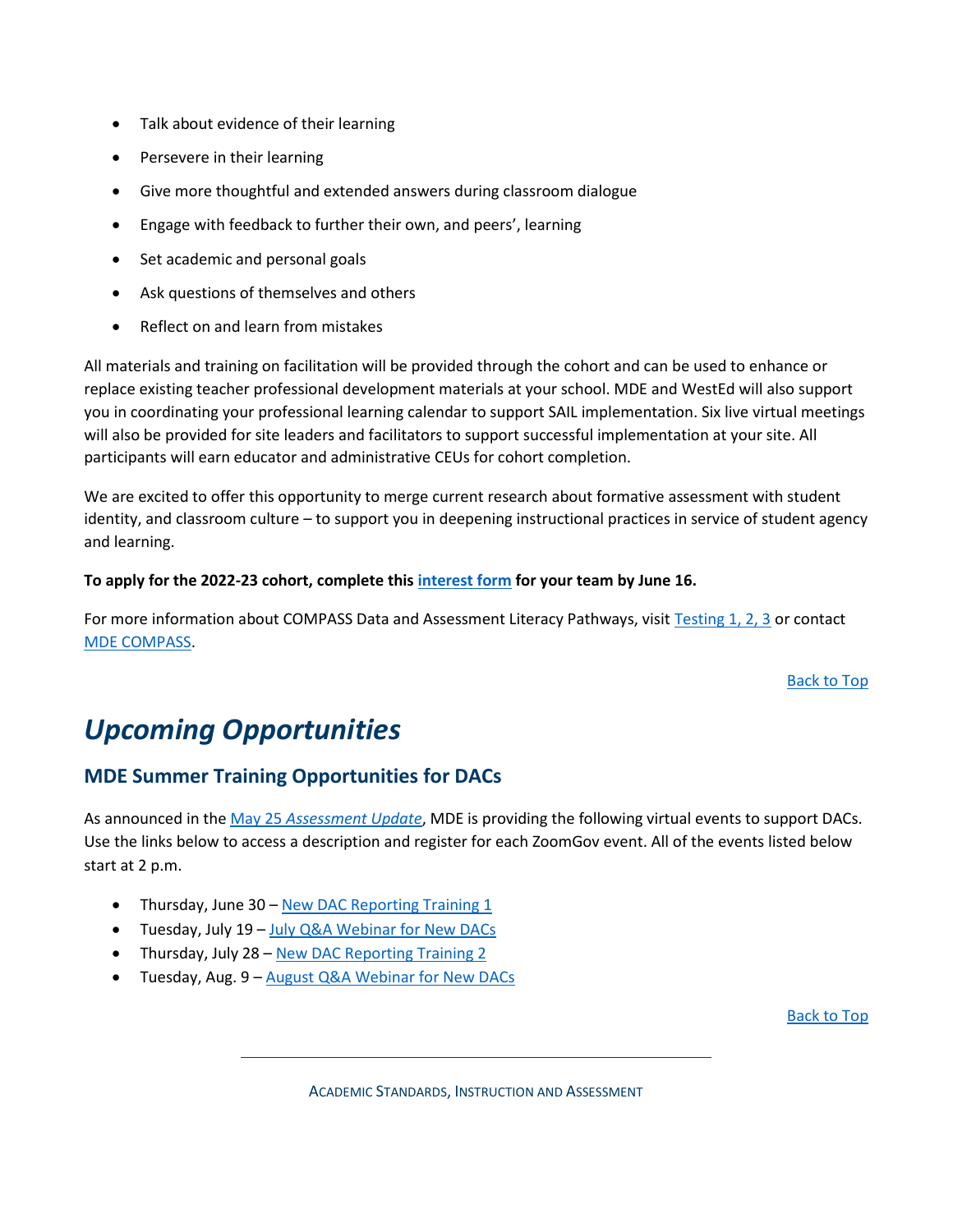- Talk about evidence of their learning
- Persevere in their learning
- Give more thoughtful and extended answers during classroom dialogue
- Engage with feedback to further their own, and peers', learning
- Set academic and personal goals
- Ask questions of themselves and others
- Reflect on and learn from mistakes

All materials and training on facilitation will be provided through the cohort and can be used to enhance or replace existing teacher professional development materials at your school. MDE and WestEd will also support you in coordinating your professional learning calendar to support SAIL implementation. Six live virtual meetings will also be provided for site leaders and facilitators to support successful implementation at your site. All participants will earn educator and administrative CEUs for cohort completion.

We are excited to offer this opportunity to merge current research about formative assessment with student identity, and classroom culture – to support you in deepening instructional practices in service of student agency and learning.

**To apply for the 2022-23 cohort, complete this interest form for your team by June 16.**

For more information about COMPASS Data and Assessment Literacy Pathways, visit Testing 1, 2, 3 or contact MDE COMPASS.

Back to Top

# *Upcoming Opportunities*

## MDE Summer Training Opportunities for DACs

As announced in the May 25 *Assessment Update*, MDE is providing the following virtual events to support DACs. Use the links below to access a description and register for each ZoomGov event. All of the events listed below start at 2 p.m.

- Thursday, June 30 – New DAC Reporting Training 1
- Tuesday, July 19 – July Q&A Webinar for New DACs
- Thursday, July 28 – New DAC Reporting Training 2
- Tuesday, Aug. 9 – August Q&A Webinar for New DACs

Back to Top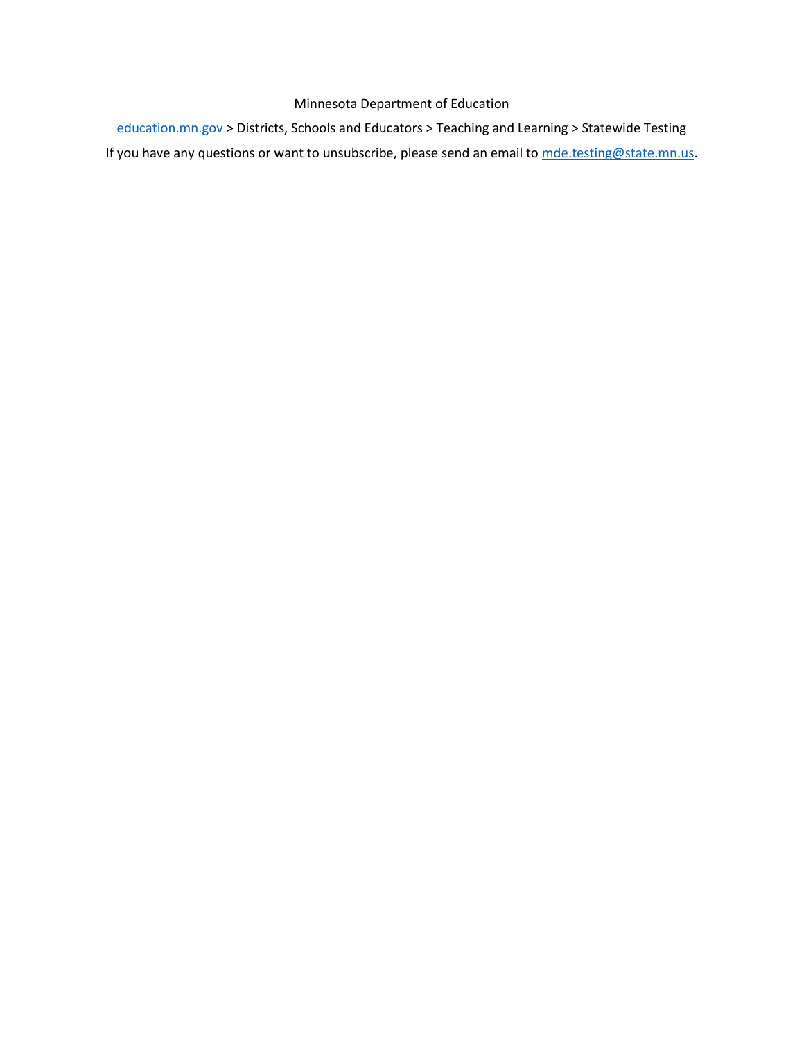Minnesota Department of Education

[education.mn.gov](http://education.mn.gov) > Districts, Schools and Educators > Teaching and Learning > Statewide Testing

If you have any questions or want to unsubscribe, please send an email to [mde.testing@state.mn.us](mailto:mde.testing@state.mn.us).